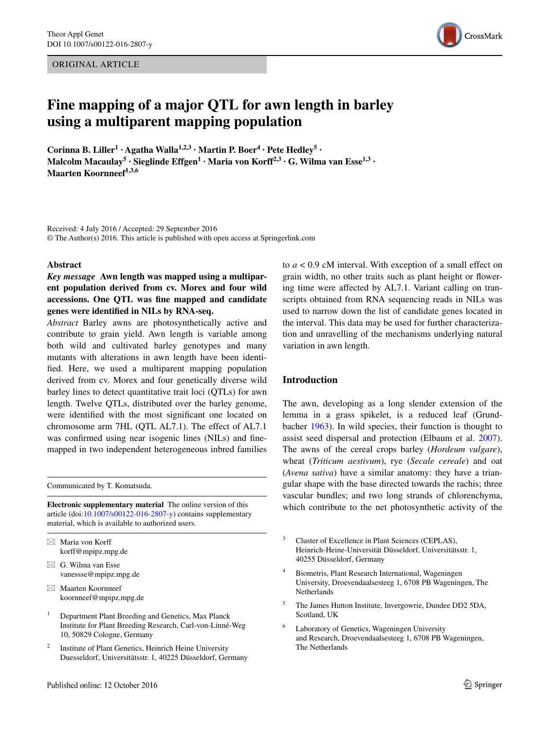ORIGINAL ARTICLE

# Fine mapping of a major QTL for awn length in barley using a multiparent mapping population

**Corinna B. Liller[1] · Agatha Walla[1,2,3] · Martin P. Boer[4] · Pete Hedley[5] · Malcolm Macaulay[5] · Sieglinde Effgen[1] · Maria von Korff[2,3] · G. Wilma van Esse[1,3] · Maarten Koornneef[1,3,6]**

Received: 4 July 2016 / Accepted: 29 September 2016
© The Author(s) 2016. This article is published with open access at Springerlink.com

## Abstract

***Key message*** **Awn length was mapped using a multiparent population derived from cv. Morex and four wild accessions. One QTL was fine mapped and candidate genes were identified in NILs by RNA-seq.**

*Abstract* Barley awns are photosynthetically active and contribute to grain yield. Awn length is variable among both wild and cultivated barley genotypes and many mutants with alterations in awn length have been identified. Here, we used a multiparent mapping population derived from cv. Morex and four genetically diverse wild barley lines to detect quantitative trait loci (QTLs) for awn length. Twelve QTLs, distributed over the barley genome, were identified with the most significant one located on chromosome arm 7HL (QTL AL7.1). The effect of AL7.1 was confirmed using near isogenic lines (NILs) and fine-mapped in two independent heterogeneous inbred families to *a* < 0.9 cM interval. With exception of a small effect on grain width, no other traits such as plant height or flowering time were affected by AL7.1. Variant calling on transcripts obtained from RNA sequencing reads in NILs was used to narrow down the list of candidate genes located in the interval. This data may be used for further characterization and unravelling of the mechanisms underlying natural variation in awn length.

Communicated by T. Komatsuda.

**Electronic supplementary material** The online version of this article (doi:10.1007/s00122-016-2807-y) contains supplementary material, which is available to authorized users.

✉ Maria von Korff
korff@mpipz.mpg.de

✉ G. Wilma van Esse
vanessse@mpipz.mpg.de

✉ Maarten Koornneef
koornneef@mpipz.mpg.de

1 Department Plant Breeding and Genetics, Max Planck Institute for Plant Breeding Research, Carl-von-Linné-Weg 10, 50829 Cologne, Germany

2 Institute of Plant Genetics, Heinrich Heine University Duesseldorf, Universitätsstr. 1, 40225 Düsseldorf, Germany

3 Cluster of Excellence in Plant Sciences (CEPLAS), Heinrich-Heine-Universität Düsseldorf, Universitätsstr. 1, 40255 Düsseldorf, Germany

4 Biometris, Plant Research International, Wageningen University, Droevendaalsesteeg 1, 6708 PB Wageningen, The Netherlands

5 The James Hutton Institute, Invergowrie, Dundee DD2 5DA, Scotland, UK

6 Laboratory of Genetics, Wageningen University and Research, Droevendaalsesteeg 1, 6708 PB Wageningen, The Netherlands

## Introduction

The awn, developing as a long slender extension of the lemma in a grass spikelet, is a reduced leaf (Grundbacher 1963). In wild species, their function is thought to assist seed dispersal and protection (Elbaum et al. 2007). The awns of the cereal crops barley (*Hordeum vulgare*), wheat (*Triticum aestivum*), rye (*Secale cereale*) and oat (*Avena sativa*) have a similar anatomy: they have a triangular shape with the base directed towards the rachis; three vascular bundles; and two long strands of chlorenchyma, which contribute to the net photosynthetic activity of the

Published online: 12 October 2016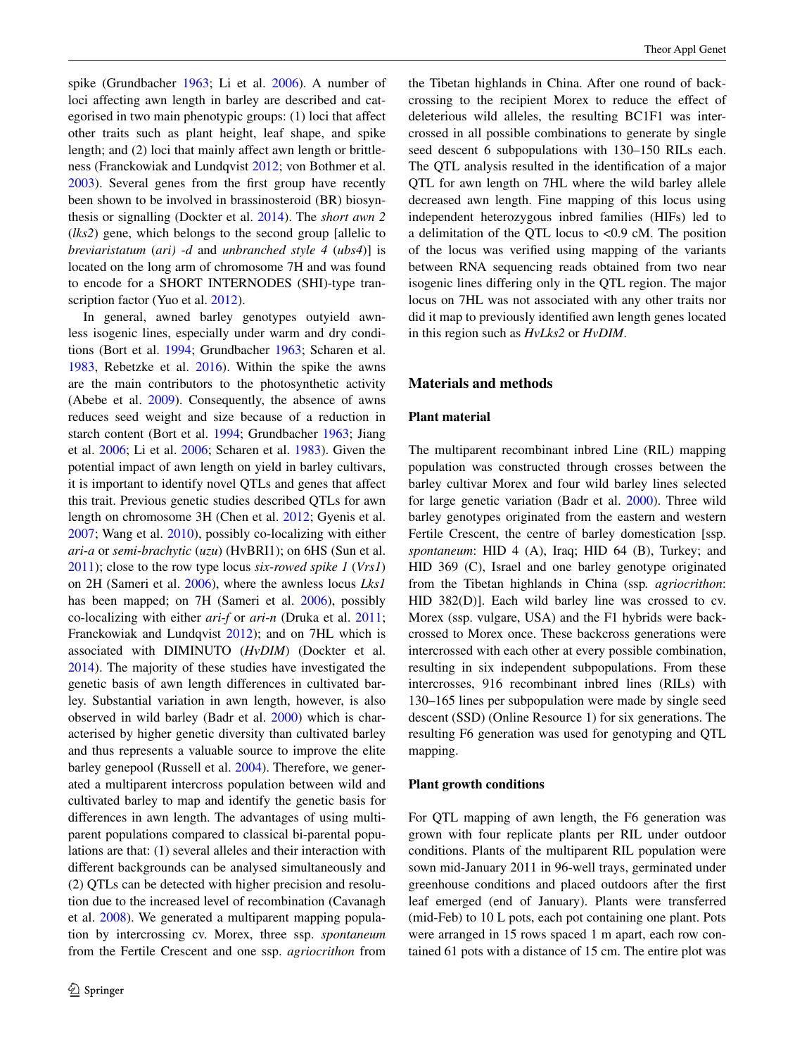spike (Grundbacher 1963; Li et al. 2006). A number of loci affecting awn length in barley are described and categorised in two main phenotypic groups: (1) loci that affect other traits such as plant height, leaf shape, and spike length; and (2) loci that mainly affect awn length or brittleness (Franckowiak and Lundqvist 2012; von Bothmer et al. 2003). Several genes from the first group have recently been shown to be involved in brassinosteroid (BR) biosynthesis or signalling (Dockter et al. 2014). The *short awn 2* (*lks2*) gene, which belongs to the second group [allelic to *breviaristatum* (*ari) -d* and *unbranched style 4* (*ubs4*)] is located on the long arm of chromosome 7H and was found to encode for a SHORT INTERNODES (SHI)-type transcription factor (Yuo et al. 2012).

In general, awned barley genotypes outyield awnless isogenic lines, especially under warm and dry conditions (Bort et al. 1994; Grundbacher 1963; Scharen et al. 1983, Rebetzke et al. 2016). Within the spike the awns are the main contributors to the photosynthetic activity (Abebe et al. 2009). Consequently, the absence of awns reduces seed weight and size because of a reduction in starch content (Bort et al. 1994; Grundbacher 1963; Jiang et al. 2006; Li et al. 2006; Scharen et al. 1983). Given the potential impact of awn length on yield in barley cultivars, it is important to identify novel QTLs and genes that affect this trait. Previous genetic studies described QTLs for awn length on chromosome 3H (Chen et al. 2012; Gyenis et al. 2007; Wang et al. 2010), possibly co-localizing with either *ari-a* or *semi-brachytic* (*uzu*) (HvBRI1); on 6HS (Sun et al. 2011); close to the row type locus *six-rowed spike 1* (*Vrs1*) on 2H (Sameri et al. 2006), where the awnless locus *Lks1* has been mapped; on 7H (Sameri et al. 2006), possibly co-localizing with either *ari-f* or *ari-n* (Druka et al. 2011; Franckowiak and Lundqvist 2012); and on 7HL which is associated with DIMINUTO (*HvDIM*) (Dockter et al. 2014). The majority of these studies have investigated the genetic basis of awn length differences in cultivated barley. Substantial variation in awn length, however, is also observed in wild barley (Badr et al. 2000) which is characterised by higher genetic diversity than cultivated barley and thus represents a valuable source to improve the elite barley genepool (Russell et al. 2004). Therefore, we generated a multiparent intercross population between wild and cultivated barley to map and identify the genetic basis for differences in awn length. The advantages of using multiparent populations compared to classical bi-parental populations are that: (1) several alleles and their interaction with different backgrounds can be analysed simultaneously and (2) QTLs can be detected with higher precision and resolution due to the increased level of recombination (Cavanagh et al. 2008). We generated a multiparent mapping population by intercrossing cv. Morex, three ssp. *spontaneum* from the Fertile Crescent and one ssp. *agriocrithon* from the Tibetan highlands in China. After one round of backcrossing to the recipient Morex to reduce the effect of deleterious wild alleles, the resulting BC1F1 was intercrossed in all possible combinations to generate by single seed descent 6 subpopulations with 130–150 RILs each. The QTL analysis resulted in the identification of a major QTL for awn length on 7HL where the wild barley allele decreased awn length. Fine mapping of this locus using independent heterozygous inbred families (HIFs) led to a delimitation of the QTL locus to <0.9 cM. The position of the locus was verified using mapping of the variants between RNA sequencing reads obtained from two near isogenic lines differing only in the QTL region. The major locus on 7HL was not associated with any other traits nor did it map to previously identified awn length genes located in this region such as *HvLks2* or *HvDIM*.

## Materials and methods

### Plant material

The multiparent recombinant inbred Line (RIL) mapping population was constructed through crosses between the barley cultivar Morex and four wild barley lines selected for large genetic variation (Badr et al. 2000). Three wild barley genotypes originated from the eastern and western Fertile Crescent, the centre of barley domestication [ssp. *spontaneum*: HID 4 (A), Iraq; HID 64 (B), Turkey; and HID 369 (C), Israel and one barley genotype originated from the Tibetan highlands in China (ssp. *agriocrithon*: HID 382(D)]. Each wild barley line was crossed to cv. Morex (ssp. vulgare, USA) and the F1 hybrids were backcrossed to Morex once. These backcross generations were intercrossed with each other at every possible combination, resulting in six independent subpopulations. From these intercrosses, 916 recombinant inbred lines (RILs) with 130–165 lines per subpopulation were made by single seed descent (SSD) (Online Resource 1) for six generations. The resulting F6 generation was used for genotyping and QTL mapping.

### Plant growth conditions

For QTL mapping of awn length, the F6 generation was grown with four replicate plants per RIL under outdoor conditions. Plants of the multiparent RIL population were sown mid-January 2011 in 96-well trays, germinated under greenhouse conditions and placed outdoors after the first leaf emerged (end of January). Plants were transferred (mid-Feb) to 10 L pots, each pot containing one plant. Pots were arranged in 15 rows spaced 1 m apart, each row contained 61 pots with a distance of 15 cm. The entire plot was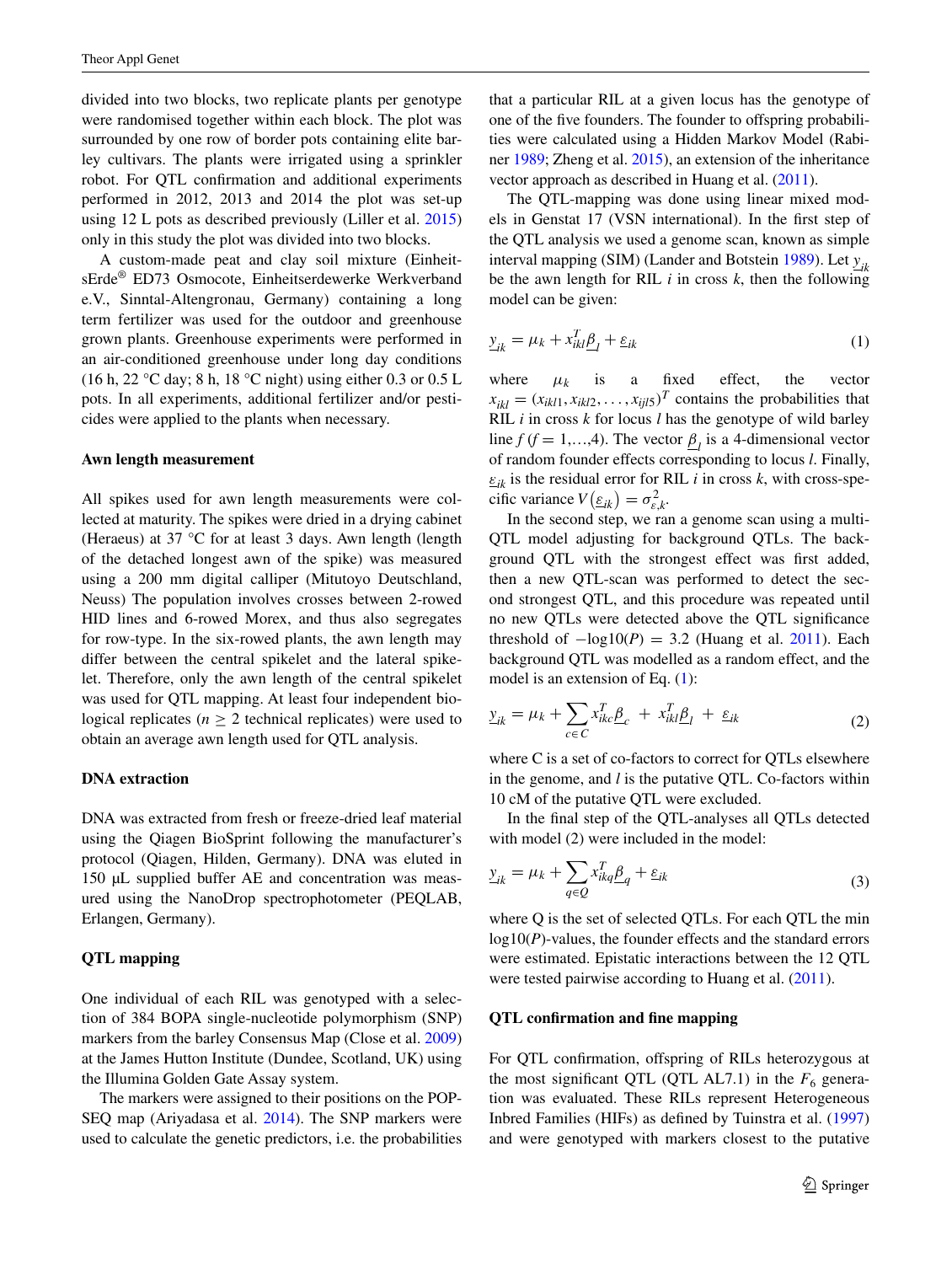divided into two blocks, two replicate plants per genotype were randomised together within each block. The plot was surrounded by one row of border pots containing elite barley cultivars. The plants were irrigated using a sprinkler robot. For QTL confirmation and additional experiments performed in 2012, 2013 and 2014 the plot was set-up using 12 L pots as described previously (Liller et al. 2015) only in this study the plot was divided into two blocks.

A custom-made peat and clay soil mixture (EinheitsErde® ED73 Osmocote, Einheitserdewerke Werkverband e.V., Sinntal-Altengronau, Germany) containing a long term fertilizer was used for the outdoor and greenhouse grown plants. Greenhouse experiments were performed in an air-conditioned greenhouse under long day conditions (16 h, 22 °C day; 8 h, 18 °C night) using either 0.3 or 0.5 L pots. In all experiments, additional fertilizer and/or pesticides were applied to the plants when necessary.

### Awn length measurement

All spikes used for awn length measurements were collected at maturity. The spikes were dried in a drying cabinet (Heraeus) at 37 °C for at least 3 days. Awn length (length of the detached longest awn of the spike) was measured using a 200 mm digital calliper (Mitutoyo Deutschland, Neuss) The population involves crosses between 2-rowed HID lines and 6-rowed Morex, and thus also segregates for row-type. In the six-rowed plants, the awn length may differ between the central spikelet and the lateral spikelet. Therefore, only the awn length of the central spikelet was used for QTL mapping. At least four independent biological replicates ($n \geq 2$ technical replicates) were used to obtain an average awn length used for QTL analysis.

### DNA extraction

DNA was extracted from fresh or freeze-dried leaf material using the Qiagen BioSprint following the manufacturer's protocol (Qiagen, Hilden, Germany). DNA was eluted in 150 µL supplied buffer AE and concentration was measured using the NanoDrop spectrophotometer (PEQLAB, Erlangen, Germany).

### QTL mapping

One individual of each RIL was genotyped with a selection of 384 BOPA single-nucleotide polymorphism (SNP) markers from the barley Consensus Map (Close et al. 2009) at the James Hutton Institute (Dundee, Scotland, UK) using the Illumina Golden Gate Assay system.

The markers were assigned to their positions on the POPSEQ map (Ariyadasa et al. 2014). The SNP markers were used to calculate the genetic predictors, i.e. the probabilities that a particular RIL at a given locus has the genotype of one of the five founders. The founder to offspring probabilities were calculated using a Hidden Markov Model (Rabiner 1989; Zheng et al. 2015), an extension of the inheritance vector approach as described in Huang et al. (2011).

The QTL-mapping was done using linear mixed models in Genstat 17 (VSN international). In the first step of the QTL analysis we used a genome scan, known as simple interval mapping (SIM) (Lander and Botstein 1989). Let $\underline{y}_{ik}$ be the awn length for RIL $i$ in cross $k$, then the following model can be given:

$$\underline{y}_{ik} = \mu_k + x_{ikl}^T \underline{\beta}_l + \underline{\varepsilon}_{ik} \tag{1}$$

where $\mu_k$ is a fixed effect, the vector $x_{ikl} = (x_{ikl1}, x_{ikl2}, \ldots, x_{ijl5})^T$ contains the probabilities that RIL $i$ in cross $k$ for locus $l$ has the genotype of wild barley line $f$ ($f = 1,\ldots,4$). The vector $\underline{\beta}_l$ is a 4-dimensional vector of random founder effects corresponding to locus $l$. Finally, $\underline{\varepsilon}_{ik}$ is the residual error for RIL $i$ in cross $k$, with cross-specific variance $V\left(\underline{\varepsilon}_{ik}\right) = \sigma^2_{\varepsilon,k}$.

In the second step, we ran a genome scan using a multi-QTL model adjusting for background QTLs. The background QTL with the strongest effect was first added, then a new QTL-scan was performed to detect the second strongest QTL, and this procedure was repeated until no new QTLs were detected above the QTL significance threshold of $-\log10(P) = 3.2$ (Huang et al. 2011). Each background QTL was modelled as a random effect, and the model is an extension of Eq. (1):

$$\underline{y}_{ik} = \mu_k + \sum_{c \in C} x_{ikc}^T \underline{\beta}_c \; + \; x_{ikl}^T \underline{\beta}_l \; + \; \underline{\varepsilon}_{ik} \tag{2}$$

where C is a set of co-factors to correct for QTLs elsewhere in the genome, and $l$ is the putative QTL. Co-factors within 10 cM of the putative QTL were excluded.

In the final step of the QTL-analyses all QTLs detected with model (2) were included in the model:

$$\underline{y}_{ik} = \mu_k + \sum_{q \in Q} x_{ikq}^T \underline{\beta}_q + \underline{\varepsilon}_{ik} \tag{3}$$

where Q is the set of selected QTLs. For each QTL the min log10($P$)-values, the founder effects and the standard errors were estimated. Epistatic interactions between the 12 QTL were tested pairwise according to Huang et al. (2011).

### QTL confirmation and fine mapping

For QTL confirmation, offspring of RILs heterozygous at the most significant QTL (QTL AL7.1) in the $F_6$ generation was evaluated. These RILs represent Heterogeneous Inbred Families (HIFs) as defined by Tuinstra et al. (1997) and were genotyped with markers closest to the putative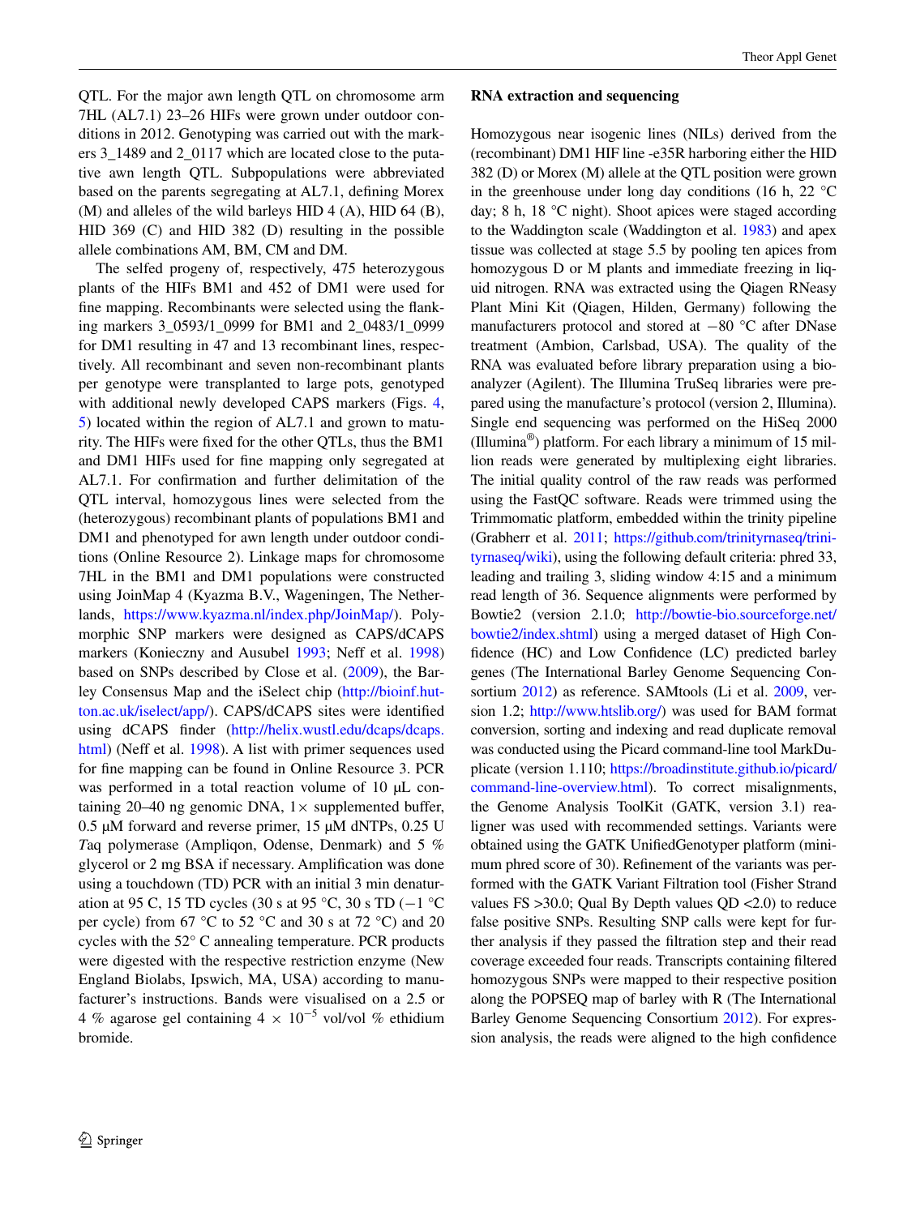QTL. For the major awn length QTL on chromosome arm 7HL (AL7.1) 23–26 HIFs were grown under outdoor conditions in 2012. Genotyping was carried out with the markers 3_1489 and 2_0117 which are located close to the putative awn length QTL. Subpopulations were abbreviated based on the parents segregating at AL7.1, defining Morex (M) and alleles of the wild barleys HID 4 (A), HID 64 (B), HID 369 (C) and HID 382 (D) resulting in the possible allele combinations AM, BM, CM and DM.

The selfed progeny of, respectively, 475 heterozygous plants of the HIFs BM1 and 452 of DM1 were used for fine mapping. Recombinants were selected using the flanking markers 3_0593/1_0999 for BM1 and 2_0483/1_0999 for DM1 resulting in 47 and 13 recombinant lines, respectively. All recombinant and seven non-recombinant plants per genotype were transplanted to large pots, genotyped with additional newly developed CAPS markers (Figs. 4, 5) located within the region of AL7.1 and grown to maturity. The HIFs were fixed for the other QTLs, thus the BM1 and DM1 HIFs used for fine mapping only segregated at AL7.1. For confirmation and further delimitation of the QTL interval, homozygous lines were selected from the (heterozygous) recombinant plants of populations BM1 and DM1 and phenotyped for awn length under outdoor conditions (Online Resource 2). Linkage maps for chromosome 7HL in the BM1 and DM1 populations were constructed using JoinMap 4 (Kyazma B.V., Wageningen, The Netherlands, https://www.kyazma.nl/index.php/JoinMap/). Polymorphic SNP markers were designed as CAPS/dCAPS markers (Konieczny and Ausubel 1993; Neff et al. 1998) based on SNPs described by Close et al. (2009), the Barley Consensus Map and the iSelect chip (http://bioinf.hutton.ac.uk/iselect/app/). CAPS/dCAPS sites were identified using dCAPS finder (http://helix.wustl.edu/dcaps/dcaps.html) (Neff et al. 1998). A list with primer sequences used for fine mapping can be found in Online Resource 3. PCR was performed in a total reaction volume of 10 µL containing 20–40 ng genomic DNA, 1× supplemented buffer, 0.5 µM forward and reverse primer, 15 µM dNTPs, 0.25 U *T*aq polymerase (Ampliqon, Odense, Denmark) and 5 % glycerol or 2 mg BSA if necessary. Amplification was done using a touchdown (TD) PCR with an initial 3 min denaturation at 95 C, 15 TD cycles (30 s at 95 °C, 30 s TD (−1 °C per cycle) from 67 °C to 52 °C and 30 s at 72 °C) and 20 cycles with the 52° C annealing temperature. PCR products were digested with the respective restriction enzyme (New England Biolabs, Ipswich, MA, USA) according to manufacturer's instructions. Bands were visualised on a 2.5 or 4 % agarose gel containing $4 \times 10^{-5}$ vol/vol % ethidium bromide.

### RNA extraction and sequencing

Homozygous near isogenic lines (NILs) derived from the (recombinant) DM1 HIF line -e35R harboring either the HID 382 (D) or Morex (M) allele at the QTL position were grown in the greenhouse under long day conditions (16 h, 22 °C day; 8 h, 18 °C night). Shoot apices were staged according to the Waddington scale (Waddington et al. 1983) and apex tissue was collected at stage 5.5 by pooling ten apices from homozygous D or M plants and immediate freezing in liquid nitrogen. RNA was extracted using the Qiagen RNeasy Plant Mini Kit (Qiagen, Hilden, Germany) following the manufacturers protocol and stored at −80 °C after DNase treatment (Ambion, Carlsbad, USA). The quality of the RNA was evaluated before library preparation using a bioanalyzer (Agilent). The Illumina TruSeq libraries were prepared using the manufacture's protocol (version 2, Illumina). Single end sequencing was performed on the HiSeq 2000 (Illumina®) platform. For each library a minimum of 15 million reads were generated by multiplexing eight libraries. The initial quality control of the raw reads was performed using the FastQC software. Reads were trimmed using the Trimmomatic platform, embedded within the trinity pipeline (Grabherr et al. 2011; https://github.com/trinityrnaseq/trinityrnaseq/wiki), using the following default criteria: phred 33, leading and trailing 3, sliding window 4:15 and a minimum read length of 36. Sequence alignments were performed by Bowtie2 (version 2.1.0; http://bowtie-bio.sourceforge.net/bowtie2/index.shtml) using a merged dataset of High Confidence (HC) and Low Confidence (LC) predicted barley genes (The International Barley Genome Sequencing Consortium 2012) as reference. SAMtools (Li et al. 2009, version 1.2; http://www.htslib.org/) was used for BAM format conversion, sorting and indexing and read duplicate removal was conducted using the Picard command-line tool MarkDuplicate (version 1.110; https://broadinstitute.github.io/picard/command-line-overview.html). To correct misalignments, the Genome Analysis ToolKit (GATK, version 3.1) realigner was used with recommended settings. Variants were obtained using the GATK UnifiedGenotyper platform (minimum phred score of 30). Refinement of the variants was performed with the GATK Variant Filtration tool (Fisher Strand values FS >30.0; Qual By Depth values QD <2.0) to reduce false positive SNPs. Resulting SNP calls were kept for further analysis if they passed the filtration step and their read coverage exceeded four reads. Transcripts containing filtered homozygous SNPs were mapped to their respective position along the POPSEQ map of barley with R (The International Barley Genome Sequencing Consortium 2012). For expression analysis, the reads were aligned to the high confidence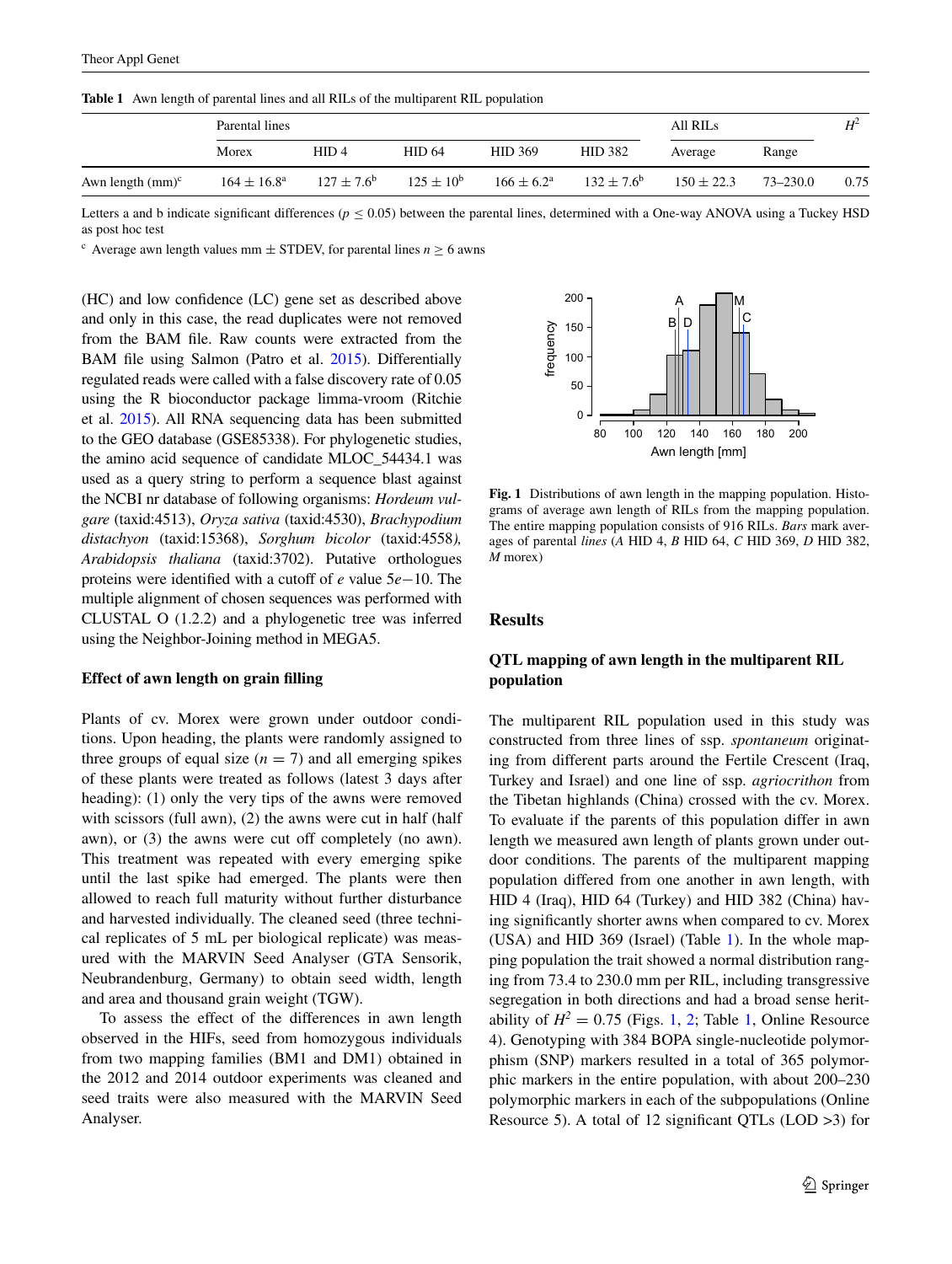**Table 1** Awn length of parental lines and all RILs of the multiparent RIL population

| | Parental lines | | | | | All RILs | | $H^2$ |
|---|---|---|---|---|---|---|---|---|
| | Morex | HID 4 | HID 64 | HID 369 | HID 382 | Average | Range | |
| Awn length (mm)[c] | $164 \pm 16.8^a$ | $127 \pm 7.6^b$ | $125 \pm 10^b$ | $166 \pm 6.2^a$ | $132 \pm 7.6^b$ | $150 \pm 22.3$ | 73–230.0 | 0.75 |

Letters a and b indicate significant differences ($p \leq 0.05$) between the parental lines, determined with a One-way ANOVA using a Tuckey HSD as post hoc test

[c] Average awn length values mm ± STDEV, for parental lines $n \geq 6$ awns

(HC) and low confidence (LC) gene set as described above and only in this case, the read duplicates were not removed from the BAM file. Raw counts were extracted from the BAM file using Salmon (Patro et al. 2015). Differentially regulated reads were called with a false discovery rate of 0.05 using the R bioconductor package limma-vroom (Ritchie et al. 2015). All RNA sequencing data has been submitted to the GEO database (GSE85338). For phylogenetic studies, the amino acid sequence of candidate MLOC_54434.1 was used as a query string to perform a sequence blast against the NCBI nr database of following organisms: *Hordeum vulgare* (taxid:4513), *Oryza sativa* (taxid:4530), *Brachypodium distachyon* (taxid:15368), *Sorghum bicolor* (taxid:4558*), Arabidopsis thaliana* (taxid:3702). Putative orthologues proteins were identified with a cutoff of *e* value 5*e*−10. The multiple alignment of chosen sequences was performed with CLUSTAL O (1.2.2) and a phylogenetic tree was inferred using the Neighbor-Joining method in MEGA5.

### Effect of awn length on grain filling

Plants of cv. Morex were grown under outdoor conditions. Upon heading, the plants were randomly assigned to three groups of equal size ($n = 7$) and all emerging spikes of these plants were treated as follows (latest 3 days after heading): (1) only the very tips of the awns were removed with scissors (full awn), (2) the awns were cut in half (half awn), or (3) the awns were cut off completely (no awn). This treatment was repeated with every emerging spike until the last spike had emerged. The plants were then allowed to reach full maturity without further disturbance and harvested individually. The cleaned seed (three technical replicates of 5 mL per biological replicate) was measured with the MARVIN Seed Analyser (GTA Sensorik, Neubrandenburg, Germany) to obtain seed width, length and area and thousand grain weight (TGW).

To assess the effect of the differences in awn length observed in the HIFs, seed from homozygous individuals from two mapping families (BM1 and DM1) obtained in the 2012 and 2014 outdoor experiments was cleaned and seed traits were also measured with the MARVIN Seed Analyser.

**Fig. 1** Distributions of awn length in the mapping population. Histograms of average awn length of RILs from the mapping population. The entire mapping population consists of 916 RILs. *Bars* mark averages of parental *lines* (*A* HID 4, *B* HID 64, *C* HID 369, *D* HID 382, *M* morex)

## Results

### QTL mapping of awn length in the multiparent RIL population

The multiparent RIL population used in this study was constructed from three lines of ssp. *spontaneum* originating from different parts around the Fertile Crescent (Iraq, Turkey and Israel) and one line of ssp. *agriocrithon* from the Tibetan highlands (China) crossed with the cv. Morex. To evaluate if the parents of this population differ in awn length we measured awn length of plants grown under outdoor conditions. The parents of the multiparent mapping population differed from one another in awn length, with HID 4 (Iraq), HID 64 (Turkey) and HID 382 (China) having significantly shorter awns when compared to cv. Morex (USA) and HID 369 (Israel) (Table 1). In the whole mapping population the trait showed a normal distribution ranging from 73.4 to 230.0 mm per RIL, including transgressive segregation in both directions and had a broad sense heritability of $H^2 = 0.75$ (Figs. 1, 2; Table 1, Online Resource 4). Genotyping with 384 BOPA single-nucleotide polymorphism (SNP) markers resulted in a total of 365 polymorphic markers in the entire population, with about 200–230 polymorphic markers in each of the subpopulations (Online Resource 5). A total of 12 significant QTLs (LOD >3) for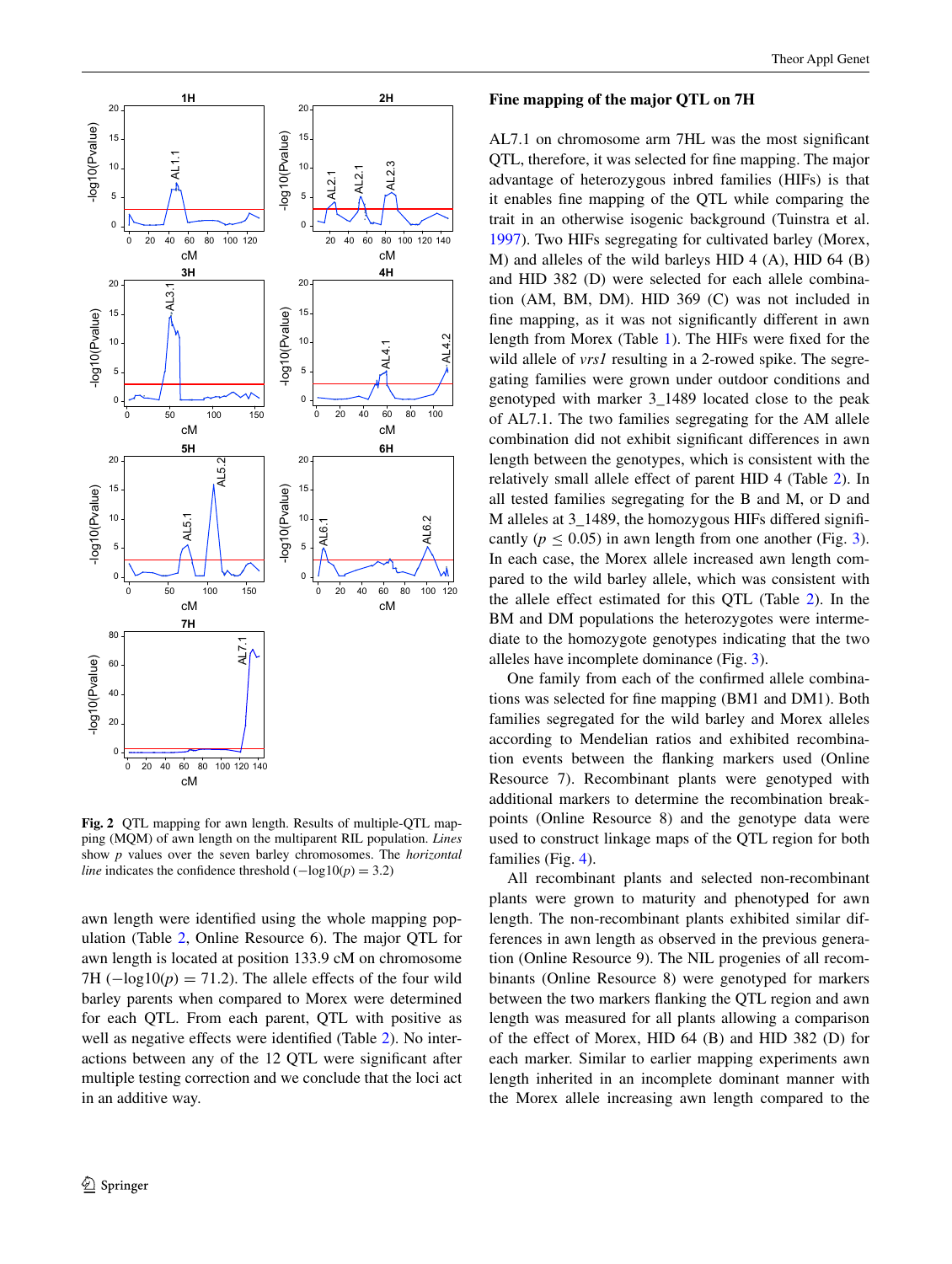**Fig. 2** QTL mapping for awn length. Results of multiple-QTL mapping (MQM) of awn length on the multiparent RIL population. *Lines* show *p* values over the seven barley chromosomes. The *horizontal line* indicates the confidence threshold ($-\log10(p) = 3.2$)

awn length were identified using the whole mapping population (Table 2, Online Resource 6). The major QTL for awn length is located at position 133.9 cM on chromosome 7H ($-\log10(p) = 71.2$). The allele effects of the four wild barley parents were determined when compared to Morex for each QTL. From each parent, QTL with positive as well as negative effects were identified (Table 2). No interactions between any of the 12 QTL were significant after multiple testing correction and we conclude that the loci act in an additive way.

## Fine mapping of the major QTL on 7H

AL7.1 on chromosome arm 7HL was the most significant QTL, therefore, it was selected for fine mapping. The major advantage of heterozygous inbred families (HIFs) is that it enables fine mapping of the QTL while comparing the trait in an otherwise isogenic background (Tuinstra et al. 1997). Two HIFs segregating for cultivated barley (Morex, M) and alleles of the wild barleys HID 4 (A), HID 64 (B) and HID 382 (D) were selected for each allele combination (AM, BM, DM). HID 369 (C) was not included in fine mapping, as it was not significantly different in awn length from Morex (Table 1). The HIFs were fixed for the wild allele of *vrs1* resulting in a 2-rowed spike. The segregating families were grown under outdoor conditions and genotyped with marker 3_1489 located close to the peak of AL7.1. The two families segregating for the AM allele combination did not exhibit significant differences in awn length between the genotypes, which is consistent with the relatively small allele effect of parent HID 4 (Table 2). In all tested families segregating for the B and M, or D and M alleles at 3_1489, the homozygous HIFs differed significantly ($p \leq 0.05$) in awn length from one another (Fig. 3). In each case, the Morex allele increased awn length compared to the wild barley allele, which was consistent with the allele effect estimated for this QTL (Table 2). In the BM and DM populations the heterozygotes were intermediate to the homozygote genotypes indicating that the two alleles have incomplete dominance (Fig. 3).

One family from each of the confirmed allele combinations was selected for fine mapping (BM1 and DM1). Both families segregated for the wild barley and Morex alleles according to Mendelian ratios and exhibited recombination events between the flanking markers used (Online Resource 7). Recombinant plants were genotyped with additional markers to determine the recombination breakpoints (Online Resource 8) and the genotype data were used to construct linkage maps of the QTL region for both families (Fig. 4).

All recombinant plants and selected non-recombinant plants were grown to maturity and phenotyped for awn length. The non-recombinant plants exhibited similar differences in awn length as observed in the previous generation (Online Resource 9). The NIL progenies of all recombinants (Online Resource 8) were genotyped for markers between the two markers flanking the QTL region and awn length was measured for all plants allowing a comparison of the effect of Morex, HID 64 (B) and HID 382 (D) for each marker. Similar to earlier mapping experiments awn length inherited in an incomplete dominant manner with the Morex allele increasing awn length compared to the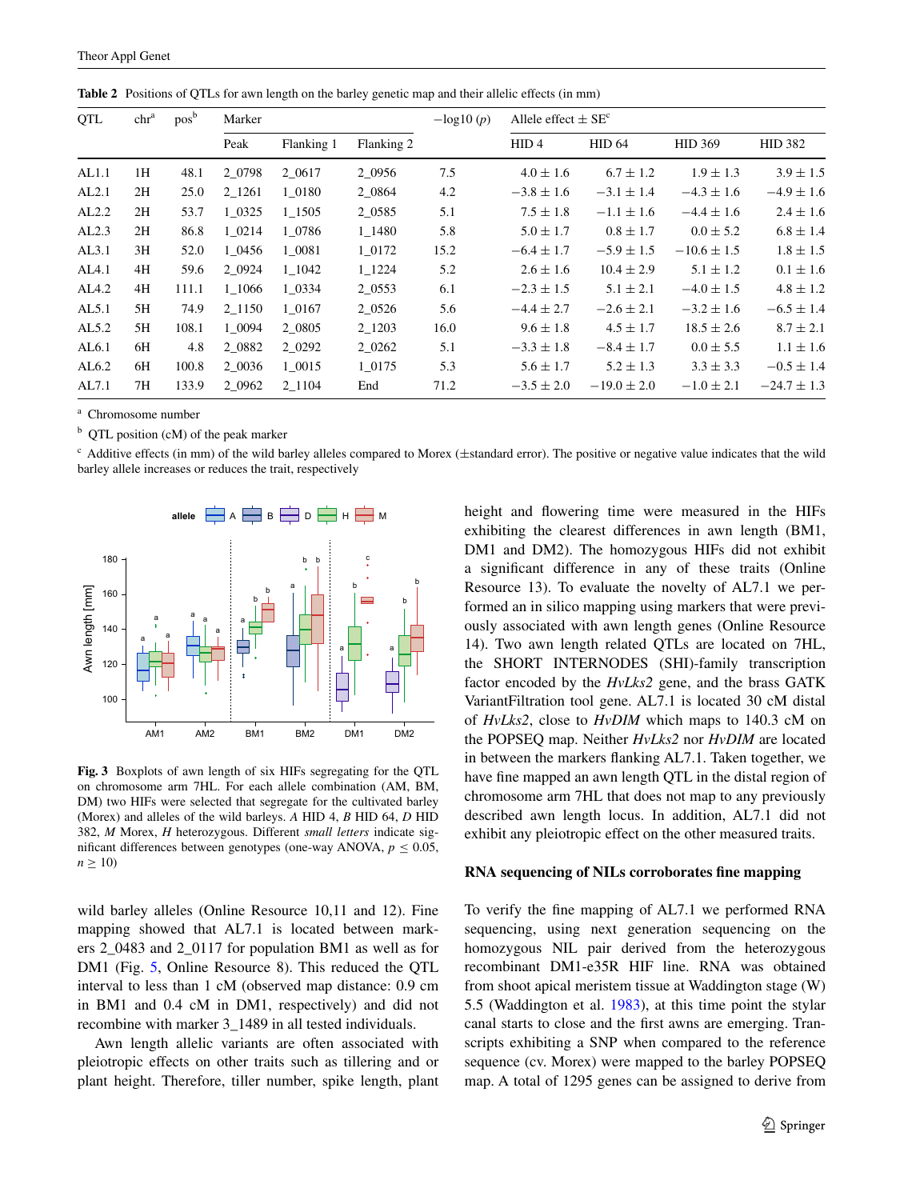**Table 2** Positions of QTLs for awn length on the barley genetic map and their allelic effects (in mm)

| QTL | chr[a] | pos[b] | Marker | | | −log10 (*p*) | Allele effect ± SE[c] | | | |
|---|---|---|---|---|---|---|---|---|---|---|
| | | | Peak | Flanking 1 | Flanking 2 | | HID 4 | HID 64 | HID 369 | HID 382 |
| AL1.1 | 1H | 48.1 | 2_0798 | 2_0617 | 2_0956 | 7.5 | 4.0 ± 1.6 | 6.7 ± 1.2 | 1.9 ± 1.3 | 3.9 ± 1.5 |
| AL2.1 | 2H | 25.0 | 2_1261 | 1_0180 | 2_0864 | 4.2 | −3.8 ± 1.6 | −3.1 ± 1.4 | −4.3 ± 1.6 | −4.9 ± 1.6 |
| AL2.2 | 2H | 53.7 | 1_0325 | 1_1505 | 2_0585 | 5.1 | 7.5 ± 1.8 | −1.1 ± 1.6 | −4.4 ± 1.6 | 2.4 ± 1.6 |
| AL2.3 | 2H | 86.8 | 1_0214 | 1_0786 | 1_1480 | 5.8 | 5.0 ± 1.7 | 0.8 ± 1.7 | 0.0 ± 5.2 | 6.8 ± 1.4 |
| AL3.1 | 3H | 52.0 | 1_0456 | 1_0081 | 1_0172 | 15.2 | −6.4 ± 1.7 | −5.9 ± 1.5 | −10.6 ± 1.5 | 1.8 ± 1.5 |
| AL4.1 | 4H | 59.6 | 2_0924 | 1_1042 | 1_1224 | 5.2 | 2.6 ± 1.6 | 10.4 ± 2.9 | 5.1 ± 1.2 | 0.1 ± 1.6 |
| AL4.2 | 4H | 111.1 | 1_1066 | 1_0334 | 2_0553 | 6.1 | −2.3 ± 1.5 | 5.1 ± 2.1 | −4.0 ± 1.5 | 4.8 ± 1.2 |
| AL5.1 | 5H | 74.9 | 2_1150 | 1_0167 | 2_0526 | 5.6 | −4.4 ± 2.7 | −2.6 ± 2.1 | −3.2 ± 1.6 | −6.5 ± 1.4 |
| AL5.2 | 5H | 108.1 | 1_0094 | 2_0805 | 2_1203 | 16.0 | 9.6 ± 1.8 | 4.5 ± 1.7 | 18.5 ± 2.6 | 8.7 ± 2.1 |
| AL6.1 | 6H | 4.8 | 2_0882 | 2_0292 | 2_0262 | 5.1 | −3.3 ± 1.8 | −8.4 ± 1.7 | 0.0 ± 5.5 | 1.1 ± 1.6 |
| AL6.2 | 6H | 100.8 | 2_0036 | 1_0015 | 1_0175 | 5.3 | 5.6 ± 1.7 | 5.2 ± 1.3 | 3.3 ± 3.3 | −0.5 ± 1.4 |
| AL7.1 | 7H | 133.9 | 2_0962 | 2_1104 | End | 71.2 | −3.5 ± 2.0 | −19.0 ± 2.0 | −1.0 ± 2.1 | −24.7 ± 1.3 |

[a] Chromosome number

[b] QTL position (cM) of the peak marker

[c] Additive effects (in mm) of the wild barley alleles compared to Morex (±standard error). The positive or negative value indicates that the wild barley allele increases or reduces the trait, respectively

**Fig. 3** Boxplots of awn length of six HIFs segregating for the QTL on chromosome arm 7HL. For each allele combination (AM, BM, DM) two HIFs were selected that segregate for the cultivated barley (Morex) and alleles of the wild barleys. *A* HID 4, *B* HID 64, *D* HID 382, *M* Morex, *H* heterozygous. Different *small letters* indicate significant differences between genotypes (one-way ANOVA, $p \leq 0.05$, $n \geq 10$)

wild barley alleles (Online Resource 10,11 and 12). Fine mapping showed that AL7.1 is located between markers 2_0483 and 2_0117 for population BM1 as well as for DM1 (Fig. 5, Online Resource 8). This reduced the QTL interval to less than 1 cM (observed map distance: 0.9 cm in BM1 and 0.4 cM in DM1, respectively) and did not recombine with marker 3_1489 in all tested individuals.

Awn length allelic variants are often associated with pleiotropic effects on other traits such as tillering and or plant height. Therefore, tiller number, spike length, plant height and flowering time were measured in the HIFs exhibiting the clearest differences in awn length (BM1, DM1 and DM2). The homozygous HIFs did not exhibit a significant difference in any of these traits (Online Resource 13). To evaluate the novelty of AL7.1 we performed an in silico mapping using markers that were previously associated with awn length genes (Online Resource 14). Two awn length related QTLs are located on 7HL, the SHORT INTERNODES (SHI)-family transcription factor encoded by the *HvLks2* gene, and the brass GATK VariantFiltration tool gene. AL7.1 is located 30 cM distal of *HvLks2*, close to *HvDIM* which maps to 140.3 cM on the POPSEQ map. Neither *HvLks2* nor *HvDIM* are located in between the markers flanking AL7.1. Taken together, we have fine mapped an awn length QTL in the distal region of chromosome arm 7HL that does not map to any previously described awn length locus. In addition, AL7.1 did not exhibit any pleiotropic effect on the other measured traits.

### RNA sequencing of NILs corroborates fine mapping

To verify the fine mapping of AL7.1 we performed RNA sequencing, using next generation sequencing on the homozygous NIL pair derived from the heterozygous recombinant DM1-e35R HIF line. RNA was obtained from shoot apical meristem tissue at Waddington stage (W) 5.5 (Waddington et al. 1983), at this time point the stylar canal starts to close and the first awns are emerging. Transcripts exhibiting a SNP when compared to the reference sequence (cv. Morex) were mapped to the barley POPSEQ map. A total of 1295 genes can be assigned to derive from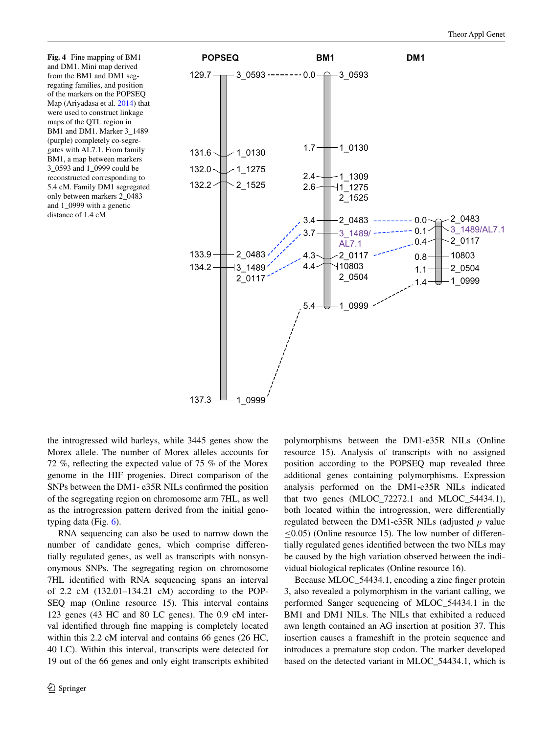**Fig. 4** Fine mapping of BM1 and DM1. Mini map derived from the BM1 and DM1 segregating families, and position of the markers on the POPSEQ Map (Ariyadasa et al. 2014) that were used to construct linkage maps of the QTL region in BM1 and DM1. Marker 3_1489 (purple) completely co-segregates with AL7.1. From family BM1, a map between markers 3_0593 and 1_0999 could be reconstructed corresponding to 5.4 cM. Family DM1 segregated only between markers 2_0483 and 1_0999 with a genetic distance of 1.4 cM

the introgressed wild barleys, while 3445 genes show the Morex allele. The number of Morex alleles accounts for 72 %, reflecting the expected value of 75 % of the Morex genome in the HIF progenies. Direct comparison of the SNPs between the DM1- e35R NILs confirmed the position of the segregating region on chromosome arm 7HL, as well as the introgression pattern derived from the initial genotyping data (Fig. 6).

RNA sequencing can also be used to narrow down the number of candidate genes, which comprise differentially regulated genes, as well as transcripts with nonsynonymous SNPs. The segregating region on chromosome 7HL identified with RNA sequencing spans an interval of 2.2 cM (132.01–134.21 cM) according to the POPSEQ map (Online resource 15). This interval contains 123 genes (43 HC and 80 LC genes). The 0.9 cM interval identified through fine mapping is completely located within this 2.2 cM interval and contains 66 genes (26 HC, 40 LC). Within this interval, transcripts were detected for 19 out of the 66 genes and only eight transcripts exhibited polymorphisms between the DM1-e35R NILs (Online resource 15). Analysis of transcripts with no assigned position according to the POPSEQ map revealed three additional genes containing polymorphisms. Expression analysis performed on the DM1-e35R NILs indicated that two genes (MLOC_72272.1 and MLOC_54434.1), both located within the introgression, were differentially regulated between the DM1-e35R NILs (adjusted *p* value $\leq$0.05) (Online resource 15). The low number of differentially regulated genes identified between the two NILs may be caused by the high variation observed between the individual biological replicates (Online resource 16).

Because MLOC_54434.1, encoding a zinc finger protein 3, also revealed a polymorphism in the variant calling, we performed Sanger sequencing of MLOC_54434.1 in the BM1 and DM1 NILs. The NILs that exhibited a reduced awn length contained an AG insertion at position 37. This insertion causes a frameshift in the protein sequence and introduces a premature stop codon. The marker developed based on the detected variant in MLOC_54434.1, which is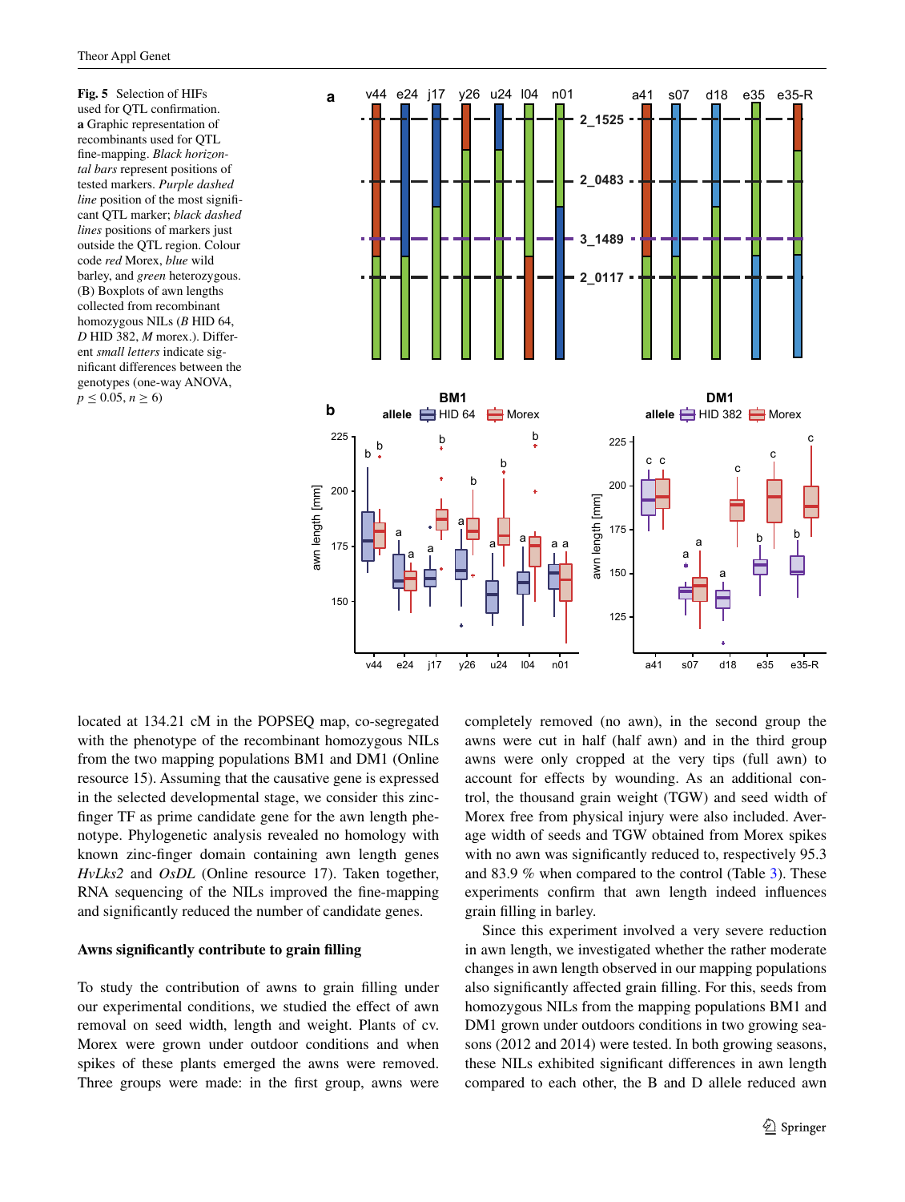**Fig. 5** Selection of HIFs used for QTL confirmation. **a** Graphic representation of recombinants used for QTL fine-mapping. *Black horizontal bars* represent positions of tested markers. *Purple dashed line* position of the most significant QTL marker; *black dashed lines* positions of markers just outside the QTL region. Colour code *red* Morex, *blue* wild barley, and *green* heterozygous. (B) Boxplots of awn lengths collected from recombinant homozygous NILs (*B* HID 64, *D* HID 382, *M* morex.). Different *small letters* indicate significant differences between the genotypes (one-way ANOVA, $p \leq 0.05$, $n \geq 6$)

located at 134.21 cM in the POPSEQ map, co-segregated with the phenotype of the recombinant homozygous NILs from the two mapping populations BM1 and DM1 (Online resource 15). Assuming that the causative gene is expressed in the selected developmental stage, we consider this zinc-finger TF as prime candidate gene for the awn length phenotype. Phylogenetic analysis revealed no homology with known zinc-finger domain containing awn length genes *HvLks2* and *OsDL* (Online resource 17). Taken together, RNA sequencing of the NILs improved the fine-mapping and significantly reduced the number of candidate genes.

### Awns significantly contribute to grain filling

To study the contribution of awns to grain filling under our experimental conditions, we studied the effect of awn removal on seed width, length and weight. Plants of cv. Morex were grown under outdoor conditions and when spikes of these plants emerged the awns were removed. Three groups were made: in the first group, awns were completely removed (no awn), in the second group the awns were cut in half (half awn) and in the third group awns were only cropped at the very tips (full awn) to account for effects by wounding. As an additional control, the thousand grain weight (TGW) and seed width of Morex free from physical injury were also included. Average width of seeds and TGW obtained from Morex spikes with no awn was significantly reduced to, respectively 95.3 and 83.9 % when compared to the control (Table 3). These experiments confirm that awn length indeed influences grain filling in barley.

Since this experiment involved a very severe reduction in awn length, we investigated whether the rather moderate changes in awn length observed in our mapping populations also significantly affected grain filling. For this, seeds from homozygous NILs from the mapping populations BM1 and DM1 grown under outdoors conditions in two growing seasons (2012 and 2014) were tested. In both growing seasons, these NILs exhibited significant differences in awn length compared to each other, the B and D allele reduced awn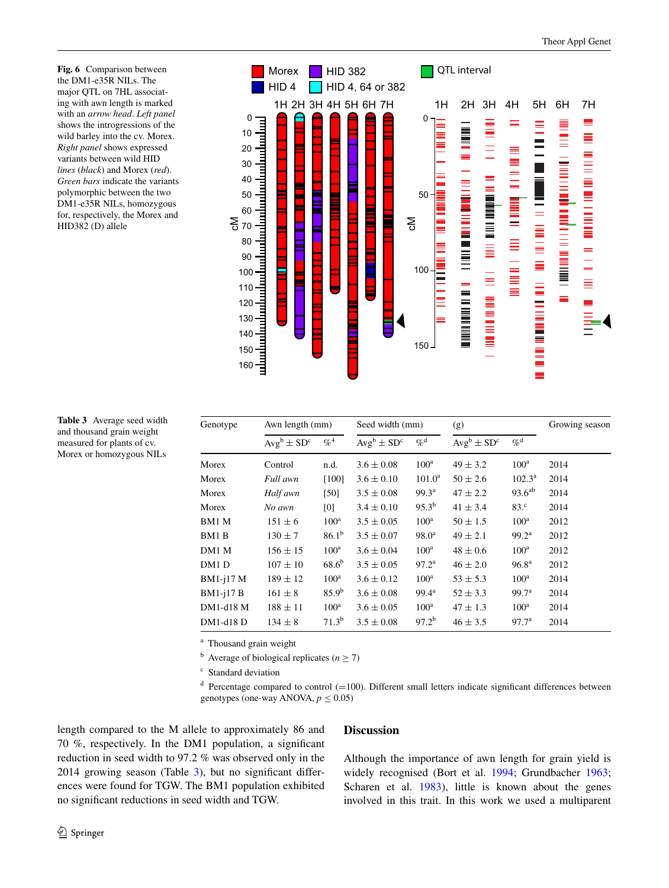**Fig. 6** Comparison between the DM1-e35R NILs. The major QTL on 7HL associating with awn length is marked with an *arrow head*. *Left panel* shows the introgressions of the wild barley into the cv. Morex. *Right panel* shows expressed variants between wild HID *lines* (*black*) and Morex (*red*). *Green bars* indicate the variants polymorphic between the two DM1-e35R NILs, homozygous for, respectively, the Morex and HID382 (D) allele

**Table 3** Average seed width and thousand grain weight measured for plants of cv. Morex or homozygous NILs

| Genotype | Awn length (mm) | | Seed width (mm) | | (g) | | Growing season |
|---|---|---|---|---|---|---|---|
| | Avg[b] ± SD[c] | %[4] | Avg[b] ± SD[c] | %[d] | Avg[b] ± SD[c] | %[d] | |
| Morex | Control | n.d. | 3.6 ± 0.08 | 100[a] | 49 ± 3.2 | 100[a] | 2014 |
| Morex | *Full awn* | [100] | 3.6 ± 0.10 | 101.0[a] | 50 ± 2.6 | 102.3[a] | 2014 |
| Morex | *Half awn* | [50] | 3.5 ± 0.08 | 99.3[a] | 47 ± 2.2 | 93.6[ab] | 2014 |
| Morex | *No awn* | [0] | 3.4 ± 0.10 | 95.3[b] | 41 ± 3.4 | 83.[c] | 2014 |
| BM1 M | 151 ± 6 | 100[a] | 3.5 ± 0.05 | 100[a] | 50 ± 1.5 | 100[a] | 2012 |
| BM1 B | 130 ± 7 | 86.1[b] | 3.5 ± 0.07 | 98.0[a] | 49 ± 2.1 | 99.2[a] | 2012 |
| DM1 M | 156 ± 15 | 100[a] | 3.6 ± 0.04 | 100[a] | 48 ± 0.6 | 100[a] | 2012 |
| DM1 D | 107 ± 10 | 68.6[b] | 3.5 ± 0.05 | 97.2[a] | 46 ± 2.0 | 96.8[a] | 2012 |
| BM1-j17 M | 189 ± 12 | 100[a] | 3.6 ± 0.12 | 100[a] | 53 ± 5.3 | 100[a] | 2014 |
| BM1-j17 B | 161 ± 8 | 85.9[b] | 3.6 ± 0.08 | 99.4[a] | 52 ± 3.3 | 99.7[a] | 2014 |
| DM1-d18 M | 188 ± 11 | 100[a] | 3.6 ± 0.05 | 100[a] | 47 ± 1.3 | 100[a] | 2014 |
| DM1-d18 D | 134 ± 8 | 71.3[b] | 3.5 ± 0.08 | 97.2[b] | 46 ± 3.5 | 97.7[a] | 2014 |

[a] Thousand grain weight

[b] Average of biological replicates ($n \geq 7$)

[c] Standard deviation

[d] Percentage compared to control (=100). Different small letters indicate significant differences between genotypes (one-way ANOVA, $p \leq 0.05$)

length compared to the M allele to approximately 86 and 70 %, respectively. In the DM1 population, a significant reduction in seed width to 97.2 % was observed only in the 2014 growing season (Table 3), but no significant differences were found for TGW. The BM1 population exhibited no significant reductions in seed width and TGW.

## Discussion

Although the importance of awn length for grain yield is widely recognised (Bort et al. 1994; Grundbacher 1963; Scharen et al. 1983), little is known about the genes involved in this trait. In this work we used a multiparent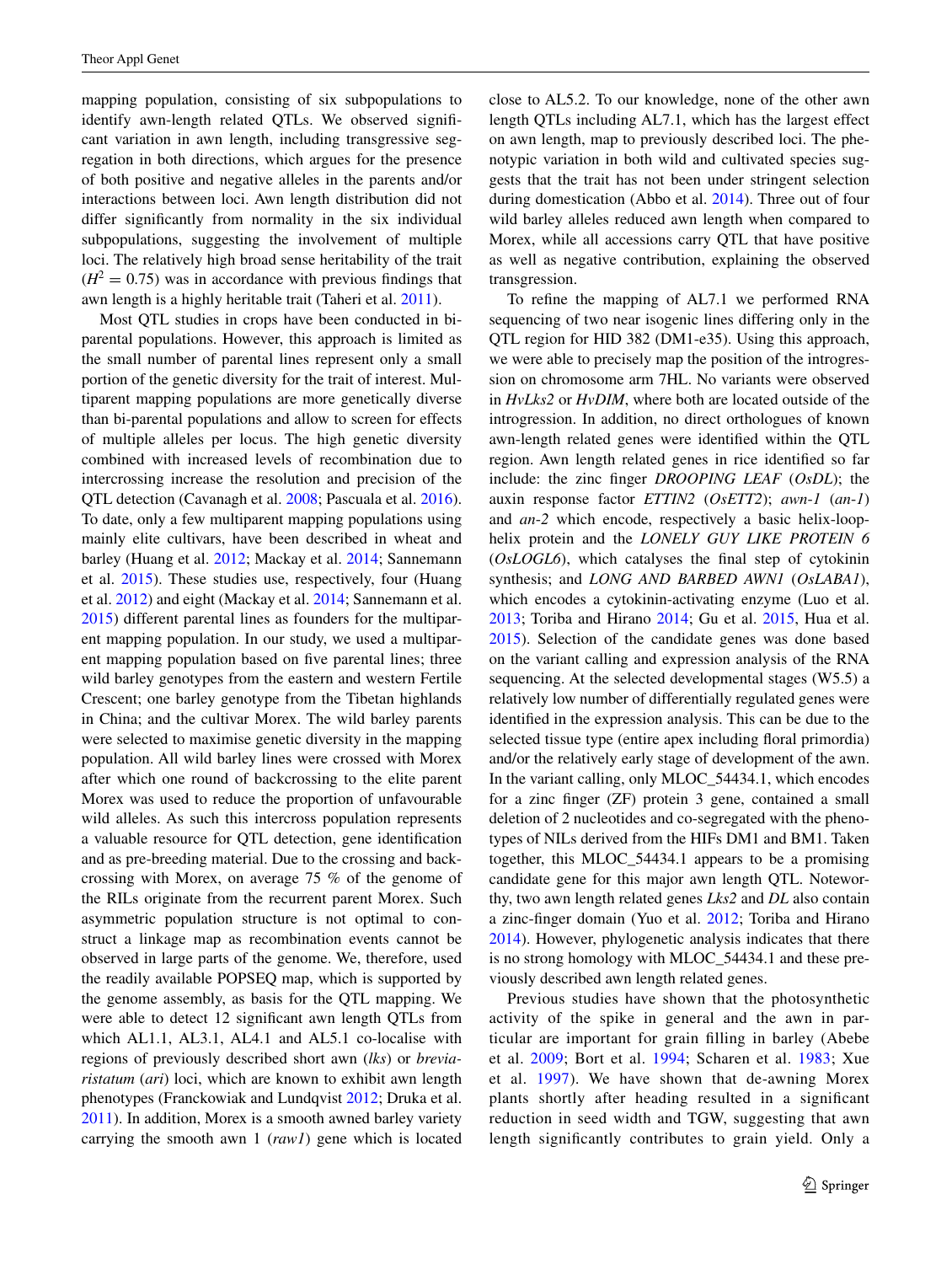mapping population, consisting of six subpopulations to identify awn-length related QTLs. We observed significant variation in awn length, including transgressive segregation in both directions, which argues for the presence of both positive and negative alleles in the parents and/or interactions between loci. Awn length distribution did not differ significantly from normality in the six individual subpopulations, suggesting the involvement of multiple loci. The relatively high broad sense heritability of the trait ($H^2 = 0.75$) was in accordance with previous findings that awn length is a highly heritable trait (Taheri et al. 2011).

Most QTL studies in crops have been conducted in bi-parental populations. However, this approach is limited as the small number of parental lines represent only a small portion of the genetic diversity for the trait of interest. Multiparent mapping populations are more genetically diverse than bi-parental populations and allow to screen for effects of multiple alleles per locus. The high genetic diversity combined with increased levels of recombination due to intercrossing increase the resolution and precision of the QTL detection (Cavanagh et al. 2008; Pascuala et al. 2016). To date, only a few multiparent mapping populations using mainly elite cultivars, have been described in wheat and barley (Huang et al. 2012; Mackay et al. 2014; Sannemann et al. 2015). These studies use, respectively, four (Huang et al. 2012) and eight (Mackay et al. 2014; Sannemann et al. 2015) different parental lines as founders for the multiparent mapping population. In our study, we used a multiparent mapping population based on five parental lines; three wild barley genotypes from the eastern and western Fertile Crescent; one barley genotype from the Tibetan highlands in China; and the cultivar Morex. The wild barley parents were selected to maximise genetic diversity in the mapping population. All wild barley lines were crossed with Morex after which one round of backcrossing to the elite parent Morex was used to reduce the proportion of unfavourable wild alleles. As such this intercross population represents a valuable resource for QTL detection, gene identification and as pre-breeding material. Due to the crossing and backcrossing with Morex, on average 75 % of the genome of the RILs originate from the recurrent parent Morex. Such asymmetric population structure is not optimal to construct a linkage map as recombination events cannot be observed in large parts of the genome. We, therefore, used the readily available POPSEQ map, which is supported by the genome assembly, as basis for the QTL mapping. We were able to detect 12 significant awn length QTLs from which AL1.1, AL3.1, AL4.1 and AL5.1 co-localise with regions of previously described short awn (*lks*) or *breviaristatum* (*ari*) loci, which are known to exhibit awn length phenotypes (Franckowiak and Lundqvist 2012; Druka et al. 2011). In addition, Morex is a smooth awned barley variety carrying the smooth awn 1 (*raw1*) gene which is located close to AL5.2. To our knowledge, none of the other awn length QTLs including AL7.1, which has the largest effect on awn length, map to previously described loci. The phenotypic variation in both wild and cultivated species suggests that the trait has not been under stringent selection during domestication (Abbo et al. 2014). Three out of four wild barley alleles reduced awn length when compared to Morex, while all accessions carry QTL that have positive as well as negative contribution, explaining the observed transgression.

To refine the mapping of AL7.1 we performed RNA sequencing of two near isogenic lines differing only in the QTL region for HID 382 (DM1-e35). Using this approach, we were able to precisely map the position of the introgression on chromosome arm 7HL. No variants were observed in *HvLks2* or *HvDIM*, where both are located outside of the introgression. In addition, no direct orthologues of known awn-length related genes were identified within the QTL region. Awn length related genes in rice identified so far include: the zinc finger *DROOPING LEAF* (*OsDL*); the auxin response factor *ETTIN2* (*OsETT2*); *awn-1* (*an-1*) and *an-2* which encode, respectively a basic helix-loop-helix protein and the *LONELY GUY LIKE PROTEIN 6* (*OsLOGL6*), which catalyses the final step of cytokinin synthesis; and *LONG AND BARBED AWN1* (*OsLABA1*), which encodes a cytokinin-activating enzyme (Luo et al. 2013; Toriba and Hirano 2014; Gu et al. 2015, Hua et al. 2015). Selection of the candidate genes was done based on the variant calling and expression analysis of the RNA sequencing. At the selected developmental stages (W5.5) a relatively low number of differentially regulated genes were identified in the expression analysis. This can be due to the selected tissue type (entire apex including floral primordia) and/or the relatively early stage of development of the awn. In the variant calling, only MLOC_54434.1, which encodes for a zinc finger (ZF) protein 3 gene, contained a small deletion of 2 nucleotides and co-segregated with the phenotypes of NILs derived from the HIFs DM1 and BM1. Taken together, this MLOC_54434.1 appears to be a promising candidate gene for this major awn length QTL. Noteworthy, two awn length related genes *Lks2* and *DL* also contain a zinc-finger domain (Yuo et al. 2012; Toriba and Hirano 2014). However, phylogenetic analysis indicates that there is no strong homology with MLOC_54434.1 and these previously described awn length related genes.

Previous studies have shown that the photosynthetic activity of the spike in general and the awn in particular are important for grain filling in barley (Abebe et al. 2009; Bort et al. 1994; Scharen et al. 1983; Xue et al. 1997). We have shown that de-awning Morex plants shortly after heading resulted in a significant reduction in seed width and TGW, suggesting that awn length significantly contributes to grain yield. Only a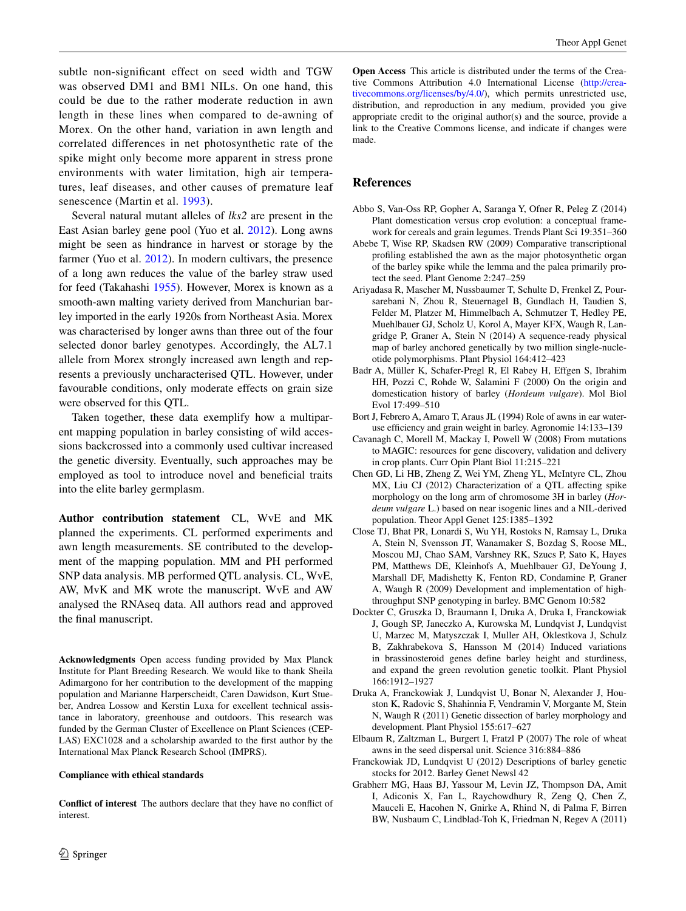subtle non-significant effect on seed width and TGW was observed DM1 and BM1 NILs. On one hand, this could be due to the rather moderate reduction in awn length in these lines when compared to de-awning of Morex. On the other hand, variation in awn length and correlated differences in net photosynthetic rate of the spike might only become more apparent in stress prone environments with water limitation, high air temperatures, leaf diseases, and other causes of premature leaf senescence (Martin et al. 1993).

Several natural mutant alleles of *lks2* are present in the East Asian barley gene pool (Yuo et al. 2012). Long awns might be seen as hindrance in harvest or storage by the farmer (Yuo et al. 2012). In modern cultivars, the presence of a long awn reduces the value of the barley straw used for feed (Takahashi 1955). However, Morex is known as a smooth-awn malting variety derived from Manchurian barley imported in the early 1920s from Northeast Asia. Morex was characterised by longer awns than three out of the four selected donor barley genotypes. Accordingly, the AL7.1 allele from Morex strongly increased awn length and represents a previously uncharacterised QTL. However, under favourable conditions, only moderate effects on grain size were observed for this QTL.

Taken together, these data exemplify how a multiparent mapping population in barley consisting of wild accessions backcrossed into a commonly used cultivar increased the genetic diversity. Eventually, such approaches may be employed as tool to introduce novel and beneficial traits into the elite barley germplasm.

**Author contribution statement** CL, WvE and MK planned the experiments. CL performed experiments and awn length measurements. SE contributed to the development of the mapping population. MM and PH performed SNP data analysis. MB performed QTL analysis. CL, WvE, AW, MvK and MK wrote the manuscript. WvE and AW analysed the RNAseq data. All authors read and approved the final manuscript.

**Acknowledgments** Open access funding provided by Max Planck Institute for Plant Breeding Research. We would like to thank Sheila Adimargono for her contribution to the development of the mapping population and Marianne Harperscheidt, Caren Dawidson, Kurt Stueber, Andrea Lossow and Kerstin Luxa for excellent technical assistance in laboratory, greenhouse and outdoors. This research was funded by the German Cluster of Excellence on Plant Sciences (CEPLAS) EXC1028 and a scholarship awarded to the first author by the International Max Planck Research School (IMPRS).

**Compliance with ethical standards**

**Conflict of interest** The authors declare that they have no conflict of interest.

**Open Access** This article is distributed under the terms of the Creative Commons Attribution 4.0 International License (http://creativecommons.org/licenses/by/4.0/), which permits unrestricted use, distribution, and reproduction in any medium, provided you give appropriate credit to the original author(s) and the source, provide a link to the Creative Commons license, and indicate if changes were made.

## References

Abbo S, Van-Oss RP, Gopher A, Saranga Y, Ofner R, Peleg Z (2014) Plant domestication versus crop evolution: a conceptual framework for cereals and grain legumes. Trends Plant Sci 19:351–360

Abebe T, Wise RP, Skadsen RW (2009) Comparative transcriptional profiling established the awn as the major photosynthetic organ of the barley spike while the lemma and the palea primarily protect the seed. Plant Genome 2:247–259

Ariyadasa R, Mascher M, Nussbaumer T, Schulte D, Frenkel Z, Poursarebani N, Zhou R, Steuernagel B, Gundlach H, Taudien S, Felder M, Platzer M, Himmelbach A, Schmutzer T, Hedley PE, Muehlbauer GJ, Scholz U, Korol A, Mayer KFX, Waugh R, Langridge P, Graner A, Stein N (2014) A sequence-ready physical map of barley anchored genetically by two million single-nucleotide polymorphisms. Plant Physiol 164:412–423

Badr A, Müller K, Schafer-Pregl R, El Rabey H, Effgen S, Ibrahim HH, Pozzi C, Rohde W, Salamini F (2000) On the origin and domestication history of barley (*Hordeum vulgare*). Mol Biol Evol 17:499–510

Bort J, Febrero A, Amaro T, Araus JL (1994) Role of awns in ear water-use efficiency and grain weight in barley. Agronomie 14:133–139

Cavanagh C, Morell M, Mackay I, Powell W (2008) From mutations to MAGIC: resources for gene discovery, validation and delivery in crop plants. Curr Opin Plant Biol 11:215–221

Chen GD, Li HB, Zheng Z, Wei YM, Zheng YL, McIntyre CL, Zhou MX, Liu CJ (2012) Characterization of a QTL affecting spike morphology on the long arm of chromosome 3H in barley (*Hordeum vulgare* L.) based on near isogenic lines and a NIL-derived population. Theor Appl Genet 125:1385–1392

Close TJ, Bhat PR, Lonardi S, Wu YH, Rostoks N, Ramsay L, Druka A, Stein N, Svensson JT, Wanamaker S, Bozdag S, Roose ML, Moscou MJ, Chao SAM, Varshney RK, Szucs P, Sato K, Hayes PM, Matthews DE, Kleinhofs A, Muehlbauer GJ, DeYoung J, Marshall DF, Madishetty K, Fenton RD, Condamine P, Graner A, Waugh R (2009) Development and implementation of high-throughput SNP genotyping in barley. BMC Genom 10:582

Dockter C, Gruszka D, Braumann I, Druka A, Druka I, Franckowiak J, Gough SP, Janeczko A, Kurowska M, Lundqvist J, Lundqvist U, Marzec M, Matyszczak I, Muller AH, Oklestkova J, Schulz B, Zakhrabekova S, Hansson M (2014) Induced variations in brassinosteroid genes define barley height and sturdiness, and expand the green revolution genetic toolkit. Plant Physiol 166:1912–1927

Druka A, Franckowiak J, Lundqvist U, Bonar N, Alexander J, Houston K, Radovic S, Shahinnia F, Vendramin V, Morgante M, Stein N, Waugh R (2011) Genetic dissection of barley morphology and development. Plant Physiol 155:617–627

Elbaum R, Zaltzman L, Burgert I, Fratzl P (2007) The role of wheat awns in the seed dispersal unit. Science 316:884–886

Franckowiak JD, Lundqvist U (2012) Descriptions of barley genetic stocks for 2012. Barley Genet Newsl 42

Grabherr MG, Haas BJ, Yassour M, Levin JZ, Thompson DA, Amit I, Adiconis X, Fan L, Raychowdhury R, Zeng Q, Chen Z, Mauceli E, Hacohen N, Gnirke A, Rhind N, di Palma F, Birren BW, Nusbaum C, Lindblad-Toh K, Friedman N, Regev A (2011)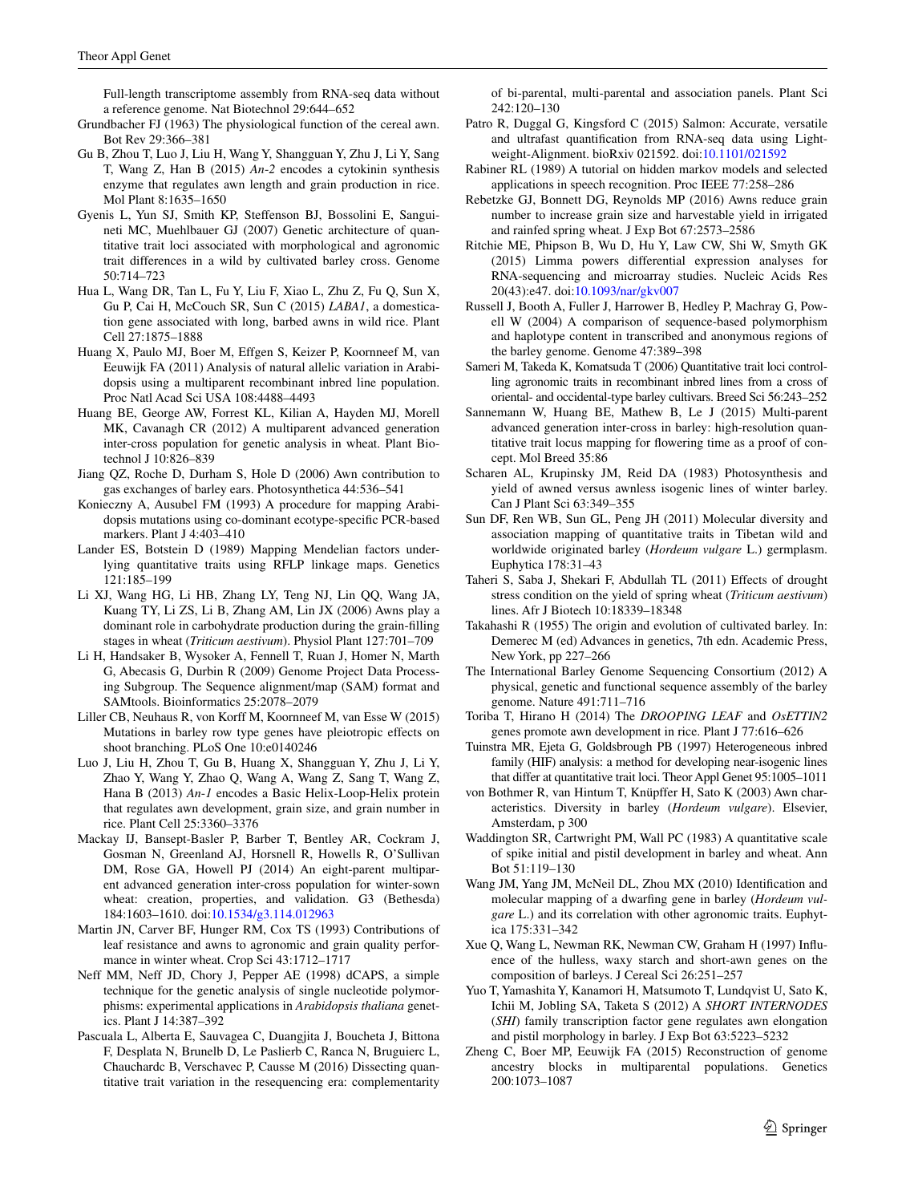Full-length transcriptome assembly from RNA-seq data without a reference genome. Nat Biotechnol 29:644–652

Grundbacher FJ (1963) The physiological function of the cereal awn. Bot Rev 29:366–381

Gu B, Zhou T, Luo J, Liu H, Wang Y, Shangguan Y, Zhu J, Li Y, Sang T, Wang Z, Han B (2015) *An-2* encodes a cytokinin synthesis enzyme that regulates awn length and grain production in rice. Mol Plant 8:1635–1650

Gyenis L, Yun SJ, Smith KP, Steffenson BJ, Bossolini E, Sanguineti MC, Muehlbauer GJ (2007) Genetic architecture of quantitative trait loci associated with morphological and agronomic trait differences in a wild by cultivated barley cross. Genome 50:714–723

Hua L, Wang DR, Tan L, Fu Y, Liu F, Xiao L, Zhu Z, Fu Q, Sun X, Gu P, Cai H, McCouch SR, Sun C (2015) *LABA1*, a domestication gene associated with long, barbed awns in wild rice. Plant Cell 27:1875–1888

Huang X, Paulo MJ, Boer M, Effgen S, Keizer P, Koornneef M, van Eeuwijk FA (2011) Analysis of natural allelic variation in Arabidopsis using a multiparent recombinant inbred line population. Proc Natl Acad Sci USA 108:4488–4493

Huang BE, George AW, Forrest KL, Kilian A, Hayden MJ, Morell MK, Cavanagh CR (2012) A multiparent advanced generation inter-cross population for genetic analysis in wheat. Plant Biotechnol J 10:826–839

Jiang QZ, Roche D, Durham S, Hole D (2006) Awn contribution to gas exchanges of barley ears. Photosynthetica 44:536–541

Konieczny A, Ausubel FM (1993) A procedure for mapping Arabidopsis mutations using co-dominant ecotype-specific PCR-based markers. Plant J 4:403–410

Lander ES, Botstein D (1989) Mapping Mendelian factors underlying quantitative traits using RFLP linkage maps. Genetics 121:185–199

Li XJ, Wang HG, Li HB, Zhang LY, Teng NJ, Lin QQ, Wang JA, Kuang TY, Li ZS, Li B, Zhang AM, Lin JX (2006) Awns play a dominant role in carbohydrate production during the grain-filling stages in wheat (*Triticum aestivum*). Physiol Plant 127:701–709

Li H, Handsaker B, Wysoker A, Fennell T, Ruan J, Homer N, Marth G, Abecasis G, Durbin R (2009) Genome Project Data Processing Subgroup. The Sequence alignment/map (SAM) format and SAMtools. Bioinformatics 25:2078–2079

Liller CB, Neuhaus R, von Korff M, Koornneef M, van Esse W (2015) Mutations in barley row type genes have pleiotropic effects on shoot branching. PLoS One 10:e0140246

Luo J, Liu H, Zhou T, Gu B, Huang X, Shangguan Y, Zhu J, Li Y, Zhao Y, Wang Y, Zhao Q, Wang A, Wang Z, Sang T, Wang Z, Hana B (2013) *An-1* encodes a Basic Helix-Loop-Helix protein that regulates awn development, grain size, and grain number in rice. Plant Cell 25:3360–3376

Mackay IJ, Bansept-Basler P, Barber T, Bentley AR, Cockram J, Gosman N, Greenland AJ, Horsnell R, Howells R, O'Sullivan DM, Rose GA, Howell PJ (2014) An eight-parent multiparent advanced generation inter-cross population for winter-sown wheat: creation, properties, and validation. G3 (Bethesda) 184:1603–1610. doi:10.1534/g3.114.012963

Martin JN, Carver BF, Hunger RM, Cox TS (1993) Contributions of leaf resistance and awns to agronomic and grain quality performance in winter wheat. Crop Sci 43:1712–1717

Neff MM, Neff JD, Chory J, Pepper AE (1998) dCAPS, a simple technique for the genetic analysis of single nucleotide polymorphisms: experimental applications in *Arabidopsis thaliana* genetics. Plant J 14:387–392

Pascuala L, Alberta E, Sauvagea C, Duangjita J, Boucheta J, Bittona F, Desplata N, Brunelb D, Le Paslierb C, Ranca N, Bruguierc L, Chauchardc B, Verschavec P, Causse M (2016) Dissecting quantitative trait variation in the resequencing era: complementarity of bi-parental, multi-parental and association panels. Plant Sci 242:120–130

Patro R, Duggal G, Kingsford C (2015) Salmon: Accurate, versatile and ultrafast quantification from RNA-seq data using Lightweight-Alignment. bioRxiv 021592. doi:10.1101/021592

Rabiner RL (1989) A tutorial on hidden markov models and selected applications in speech recognition. Proc IEEE 77:258–286

Rebetzke GJ, Bonnett DG, Reynolds MP (2016) Awns reduce grain number to increase grain size and harvestable yield in irrigated and rainfed spring wheat. J Exp Bot 67:2573–2586

Ritchie ME, Phipson B, Wu D, Hu Y, Law CW, Shi W, Smyth GK (2015) Limma powers differential expression analyses for RNA-sequencing and microarray studies. Nucleic Acids Res 20(43):e47. doi:10.1093/nar/gkv007

Russell J, Booth A, Fuller J, Harrower B, Hedley P, Machray G, Powell W (2004) A comparison of sequence-based polymorphism and haplotype content in transcribed and anonymous regions of the barley genome. Genome 47:389–398

Sameri M, Takeda K, Komatsuda T (2006) Quantitative trait loci controlling agronomic traits in recombinant inbred lines from a cross of oriental- and occidental-type barley cultivars. Breed Sci 56:243–252

Sannemann W, Huang BE, Mathew B, Le J (2015) Multi-parent advanced generation inter-cross in barley: high-resolution quantitative trait locus mapping for flowering time as a proof of concept. Mol Breed 35:86

Scharen AL, Krupinsky JM, Reid DA (1983) Photosynthesis and yield of awned versus awnless isogenic lines of winter barley. Can J Plant Sci 63:349–355

Sun DF, Ren WB, Sun GL, Peng JH (2011) Molecular diversity and association mapping of quantitative traits in Tibetan wild and worldwide originated barley (*Hordeum vulgare* L.) germplasm. Euphytica 178:31–43

Taheri S, Saba J, Shekari F, Abdullah TL (2011) Effects of drought stress condition on the yield of spring wheat (*Triticum aestivum*) lines. Afr J Biotech 10:18339–18348

Takahashi R (1955) The origin and evolution of cultivated barley. In: Demerec M (ed) Advances in genetics, 7th edn. Academic Press, New York, pp 227–266

The International Barley Genome Sequencing Consortium (2012) A physical, genetic and functional sequence assembly of the barley genome. Nature 491:711–716

Toriba T, Hirano H (2014) The *DROOPING LEAF* and *OsETTIN2* genes promote awn development in rice. Plant J 77:616–626

Tuinstra MR, Ejeta G, Goldsbrough PB (1997) Heterogeneous inbred family (HIF) analysis: a method for developing near-isogenic lines that differ at quantitative trait loci. Theor Appl Genet 95:1005–1011

von Bothmer R, van Hintum T, Knüpffer H, Sato K (2003) Awn characteristics. Diversity in barley (*Hordeum vulgare*). Elsevier, Amsterdam, p 300

Waddington SR, Cartwright PM, Wall PC (1983) A quantitative scale of spike initial and pistil development in barley and wheat. Ann Bot 51:119–130

Wang JM, Yang JM, McNeil DL, Zhou MX (2010) Identification and molecular mapping of a dwarfing gene in barley (*Hordeum vulgare* L.) and its correlation with other agronomic traits. Euphytica 175:331–342

Xue Q, Wang L, Newman RK, Newman CW, Graham H (1997) Influence of the hulless, waxy starch and short-awn genes on the composition of barleys. J Cereal Sci 26:251–257

Yuo T, Yamashita Y, Kanamori H, Matsumoto T, Lundqvist U, Sato K, Ichii M, Jobling SA, Taketa S (2012) A *SHORT INTERNODES* (*SHI*) family transcription factor gene regulates awn elongation and pistil morphology in barley. J Exp Bot 63:5223–5232

Zheng C, Boer MP, Eeuwijk FA (2015) Reconstruction of genome ancestry blocks in multiparental populations. Genetics 200:1073–1087